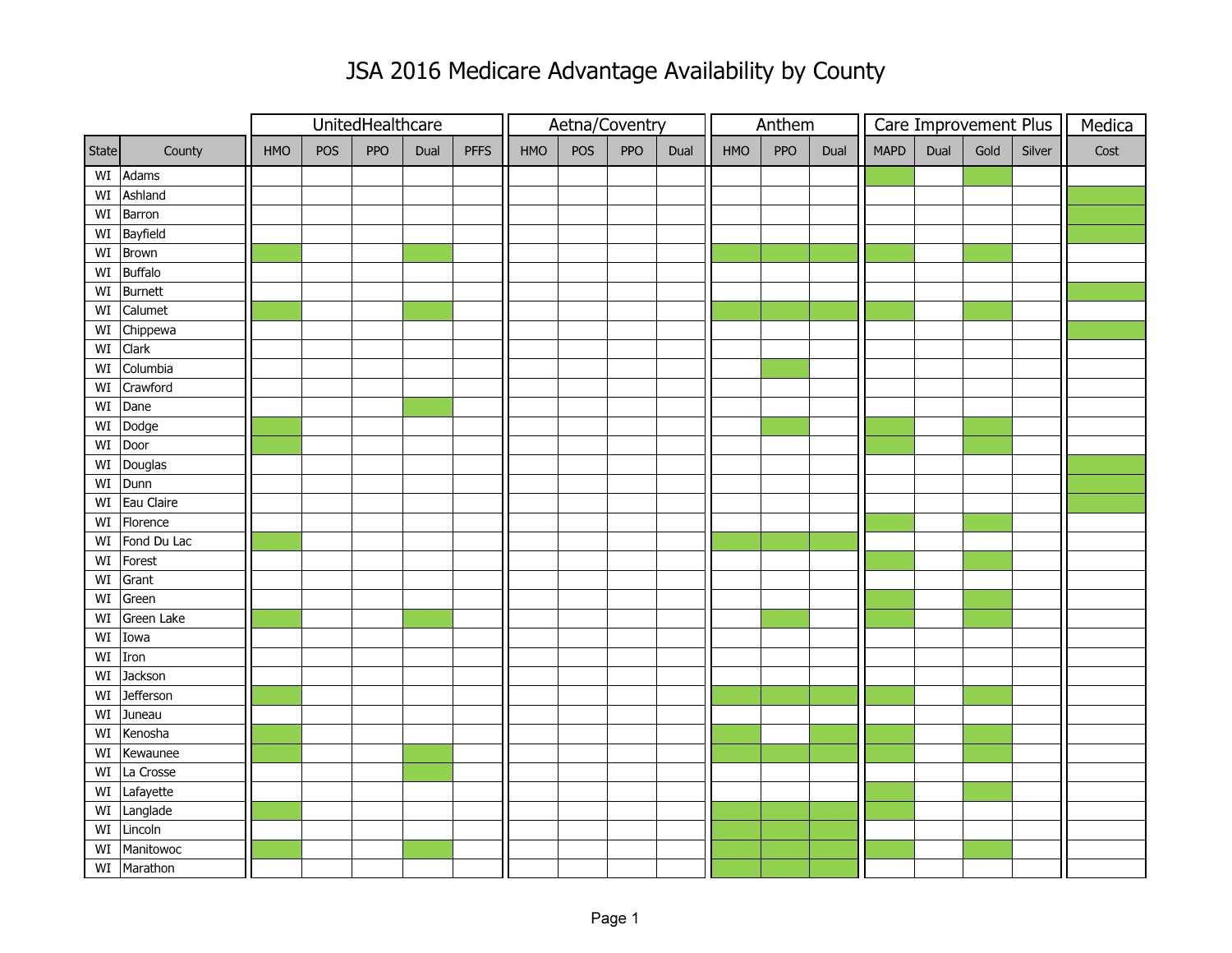# JSA 2016 Medicare Advantage Availability by County

Shaded (green) cells in the original table indicate availability; they are shown here as "X".

| State | County | UnitedHealthcare | | | | | Aetna/Coventry | | | | Anthem | | | Care Improvement Plus | | | | Medica |
|---|---|---|---|---|---|---|---|---|---|---|---|---|---|---|---|---|---|---|
| | | HMO | POS | PPO | Dual | PFFS | HMO | POS | PPO | Dual | HMO | PPO | Dual | MAPD | Dual | Gold | Silver | Cost |
| WI | Adams | | | | | | | | | | | | | X | | X | | |
| WI | Ashland | | | | | | | | | | | | | | | | | X |
| WI | Barron | | | | | | | | | | | | | | | | | X |
| WI | Bayfield | | | | | | | | | | | | | | | | | X |
| WI | Brown | X | | | X | | | | | | X | X | X | X | | X | | |
| WI | Buffalo | | | | | | | | | | | | | | | | | |
| WI | Burnett | | | | | | | | | | | | | | | | | X |
| WI | Calumet | X | | | X | | | | | | X | X | X | X | | X | | |
| WI | Chippewa | | | | | | | | | | | | | | | | | X |
| WI | Clark | | | | | | | | | | | | | | | | | |
| WI | Columbia | | | | | | | | | | | X | | | | | | |
| WI | Crawford | | | | | | | | | | | | | | | | | |
| WI | Dane | | | | X | | | | | | | | | | | | | |
| WI | Dodge | X | | | | | | | | | | X | | X | | X | | |
| WI | Door | X | | | | | | | | | | | | X | | X | | |
| WI | Douglas | | | | | | | | | | | | | | | | | X |
| WI | Dunn | | | | | | | | | | | | | | | | | X |
| WI | Eau Claire | | | | | | | | | | | | | | | | | X |
| WI | Florence | | | | | | | | | | | | | X | | X | | |
| WI | Fond Du Lac | X | | | | | | | | | X | X | X | | | | | |
| WI | Forest | | | | | | | | | | | | | X | | X | | |
| WI | Grant | | | | | | | | | | | | | | | | | |
| WI | Green | | | | | | | | | | | | | X | | X | | |
| WI | Green Lake | X | | | X | | | | | | | X | | X | | X | | |
| WI | Iowa | | | | | | | | | | | | | | | | | |
| WI | Iron | | | | | | | | | | | | | | | | | |
| WI | Jackson | | | | | | | | | | | | | | | | | |
| WI | Jefferson | X | | | | | | | | | X | X | X | X | | X | | |
| WI | Juneau | | | | | | | | | | | | | | | | | |
| WI | Kenosha | X | | | | | | | | | X | | X | X | | X | | |
| WI | Kewaunee | X | | | X | | | | | | X | X | X | X | | X | | |
| WI | La Crosse | | | | X | | | | | | | | | | | | | |
| WI | Lafayette | | | | | | | | | | | | | X | | X | | |
| WI | Langlade | X | | | | | | | | | X | X | X | X | | | | |
| WI | Lincoln | | | | | | | | | | X | X | X | | | | | |
| WI | Manitowoc | X | | | X | | | | | | X | X | X | X | | X | | |
| WI | Marathon | | | | | | | | | | X | X | X | | | | | |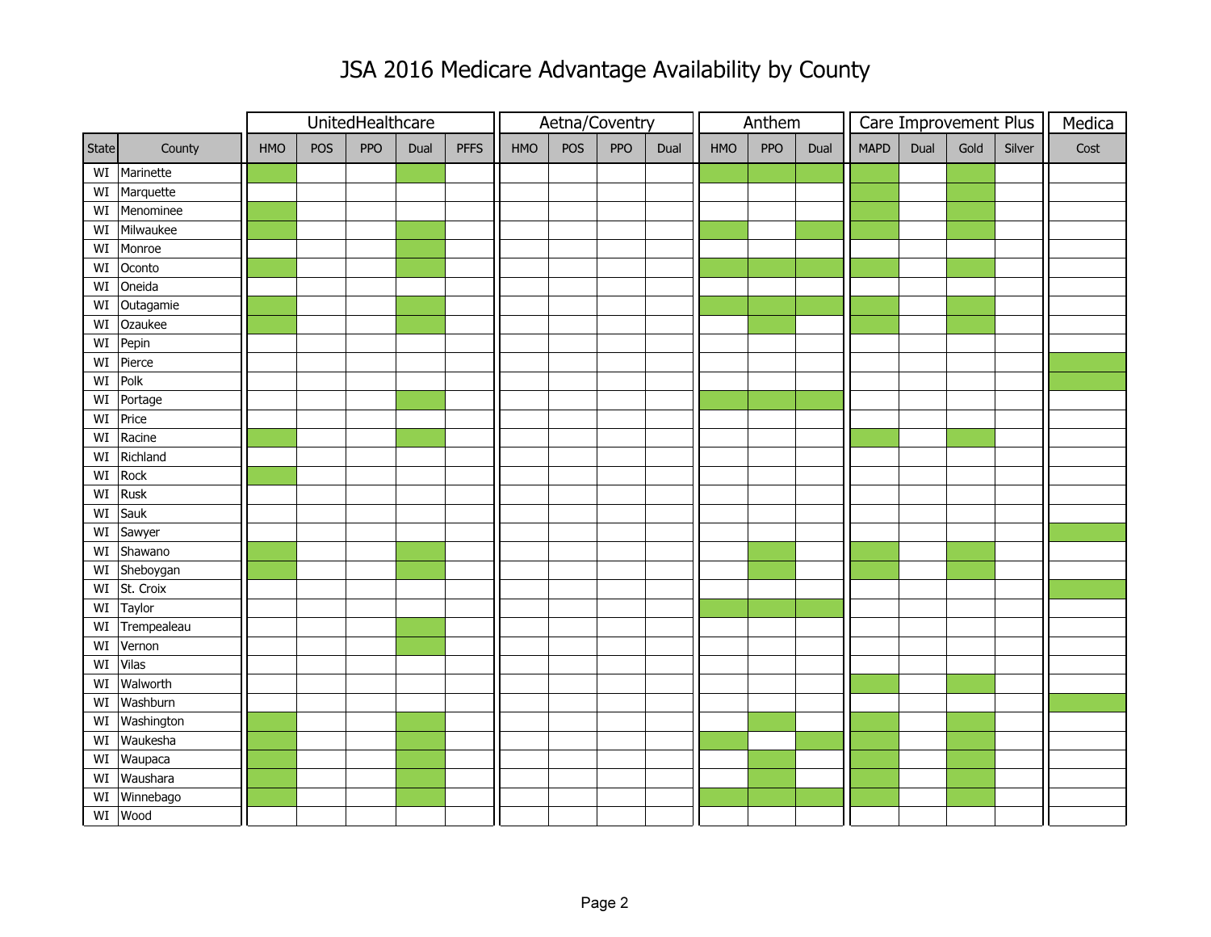# JSA 2016 Medicare Advantage Availability by County

| | | UnitedHealthcare | | | | | Aetna/Coventry | | | | Anthem | | | Care Improvement Plus | | | | Medica |
|---|---|---|---|---|---|---|---|---|---|---|---|---|---|---|---|---|---|---|
| State | County | HMO | POS | PPO | Dual | PFFS | HMO | POS | PPO | Dual | HMO | PPO | Dual | MAPD | Dual | Gold | Silver | Cost |
| WI | Marinette | X | | | X | | | | | | X | X | X | X | | X | | |
| WI | Marquette | | | | | | | | | | | | | X | | X | | |
| WI | Menominee | X | | | | | | | | | | | | X | | X | | |
| WI | Milwaukee | X | | | X | | | | | | X | | X | X | | X | | |
| WI | Monroe | | | | X | | | | | | | | | | | | | |
| WI | Oconto | X | | | X | | | | | | X | X | X | X | | X | | |
| WI | Oneida | | | | | | | | | | | | | | | | | |
| WI | Outagamie | X | | | X | | | | | | X | X | X | X | | X | | |
| WI | Ozaukee | X | | | X | | | | | | | X | | X | | X | | |
| WI | Pepin | | | | | | | | | | | | | | | | | |
| WI | Pierce | | | | | | | | | | | | | | | | | X |
| WI | Polk | | | | | | | | | | | | | | | | | X |
| WI | Portage | | | | X | | | | | | X | X | X | | | | | |
| WI | Price | | | | | | | | | | | | | | | | | |
| WI | Racine | X | | | X | | | | | | | | | X | | X | | |
| WI | Richland | | | | | | | | | | | | | | | | | |
| WI | Rock | X | | | | | | | | | | | | | | | | |
| WI | Rusk | | | | | | | | | | | | | | | | | |
| WI | Sauk | | | | | | | | | | | | | | | | | |
| WI | Sawyer | | | | | | | | | | | | | | | | | X |
| WI | Shawano | X | | | X | | | | | | | X | | X | | X | | |
| WI | Sheboygan | X | | | X | | | | | | | X | | X | | X | | |
| WI | St. Croix | | | | | | | | | | | | | | | | | X |
| WI | Taylor | | | | | | | | | | X | X | X | | | | | |
| WI | Trempealeau | | | | X | | | | | | | | | | | | | |
| WI | Vernon | | | | X | | | | | | | | | | | | | |
| WI | Vilas | | | | | | | | | | | | | | | | | |
| WI | Walworth | | | | | | | | | | | | | X | | X | | |
| WI | Washburn | | | | | | | | | | | | | | | | | X |
| WI | Washington | X | | | X | | | | | | | X | | X | | X | | |
| WI | Waukesha | X | | | X | | | | | | X | | X | X | | X | | |
| WI | Waupaca | X | | | X | | | | | | | X | | X | | X | | |
| WI | Waushara | X | | | X | | | | | | | X | | X | | X | | |
| WI | Winnebago | X | | | X | | | | | | X | X | X | X | | X | | |
| WI | Wood | | | | | | | | | | | | | | | | | |